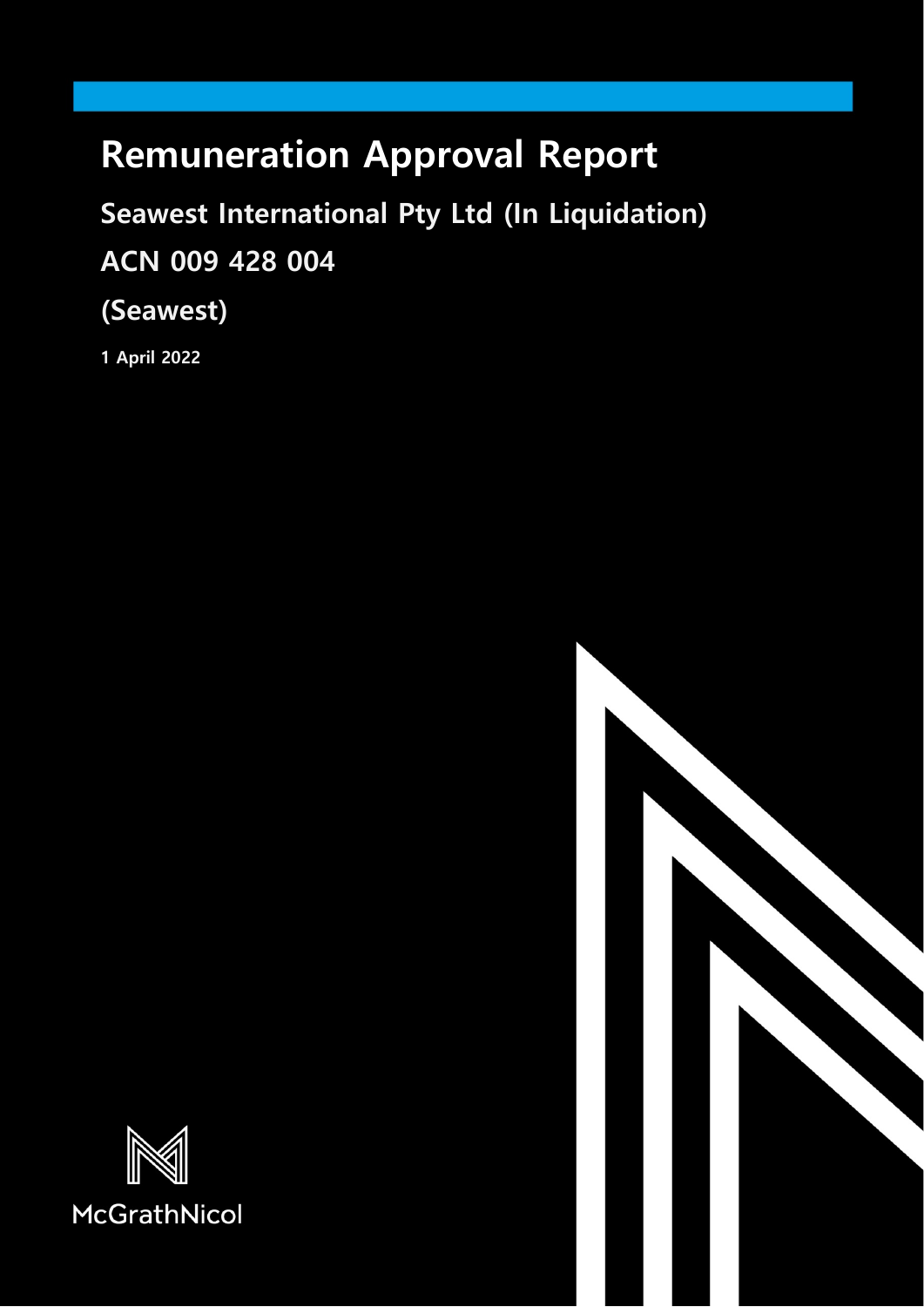# Remuneration Approval Report

## Seawest International Pty Ltd (In Liquidation)

## ACN 009 428 004

## (Seawest)

**1 April 2022**

McGrathNicol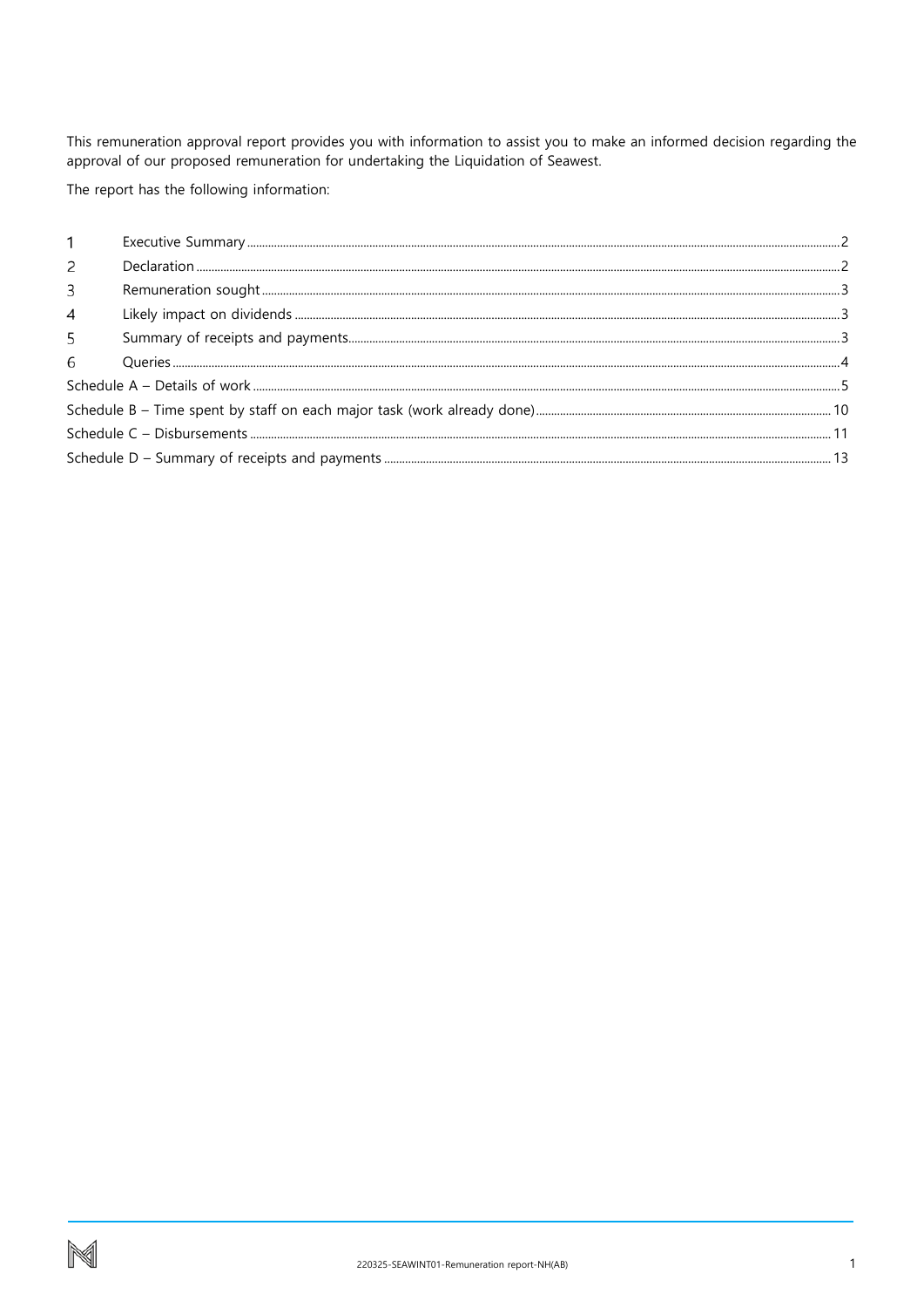This remuneration approval report provides you with information to assist you to make an informed decision regarding the approval of our proposed remuneration for undertaking the Liquidation of Seawest.

The report has the following information:

1 Executive Summary ..... 2
2 Declaration ..... 2
3 Remuneration sought ..... 3
4 Likely impact on dividends ..... 3
5 Summary of receipts and payments ..... 3
6 Queries ..... 4

Schedule A – Details of work ..... 5
Schedule B – Time spent by staff on each major task (work already done) ..... 10
Schedule C – Disbursements ..... 11
Schedule D – Summary of receipts and payments ..... 13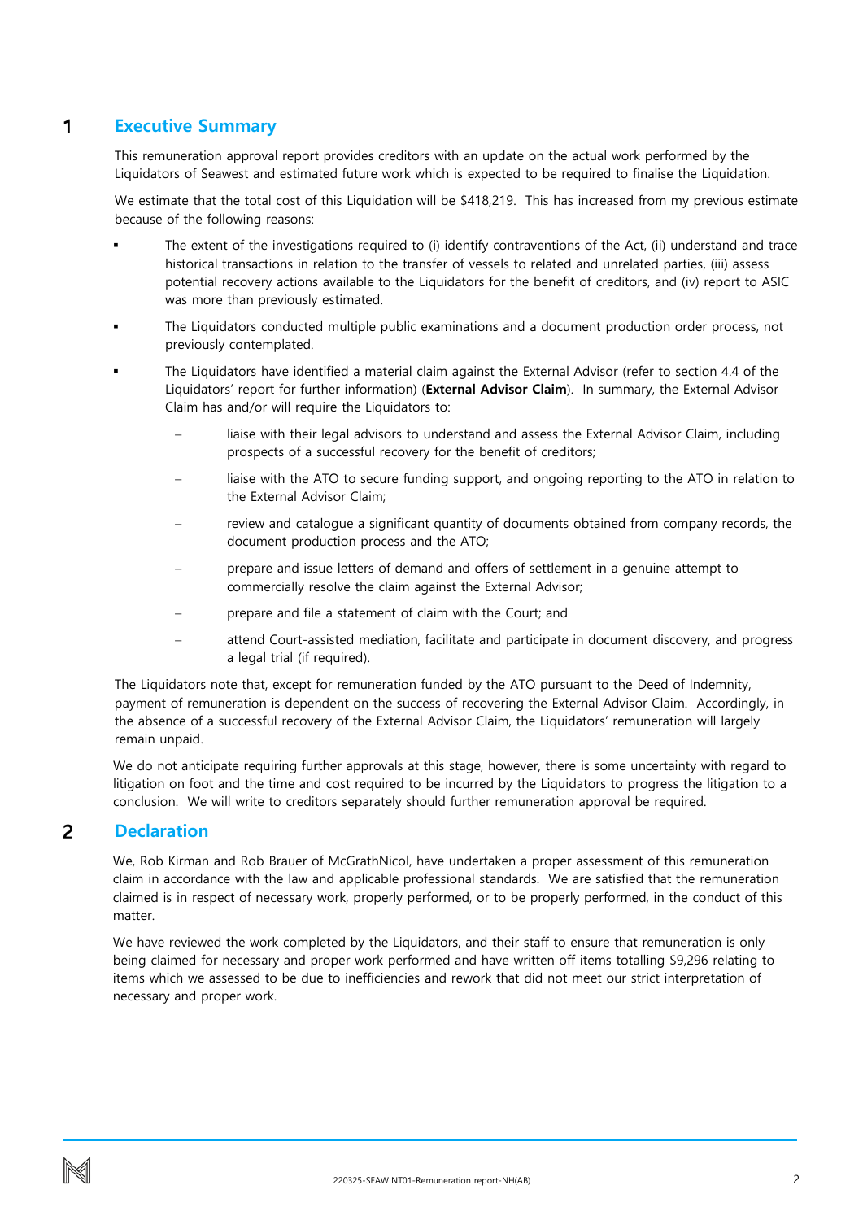# 1 Executive Summary

This remuneration approval report provides creditors with an update on the actual work performed by the Liquidators of Seawest and estimated future work which is expected to be required to finalise the Liquidation.

We estimate that the total cost of this Liquidation will be $418,219. This has increased from my previous estimate because of the following reasons:

- The extent of the investigations required to (i) identify contraventions of the Act, (ii) understand and trace historical transactions in relation to the transfer of vessels to related and unrelated parties, (iii) assess potential recovery actions available to the Liquidators for the benefit of creditors, and (iv) report to ASIC was more than previously estimated.
- The Liquidators conducted multiple public examinations and a document production order process, not previously contemplated.
- The Liquidators have identified a material claim against the External Advisor (refer to section 4.4 of the Liquidators' report for further information) (**External Advisor Claim**). In summary, the External Advisor Claim has and/or will require the Liquidators to:
  - liaise with their legal advisors to understand and assess the External Advisor Claim, including prospects of a successful recovery for the benefit of creditors;
  - liaise with the ATO to secure funding support, and ongoing reporting to the ATO in relation to the External Advisor Claim;
  - review and catalogue a significant quantity of documents obtained from company records, the document production process and the ATO;
  - prepare and issue letters of demand and offers of settlement in a genuine attempt to commercially resolve the claim against the External Advisor;
  - prepare and file a statement of claim with the Court; and
  - attend Court-assisted mediation, facilitate and participate in document discovery, and progress a legal trial (if required).

The Liquidators note that, except for remuneration funded by the ATO pursuant to the Deed of Indemnity, payment of remuneration is dependent on the success of recovering the External Advisor Claim. Accordingly, in the absence of a successful recovery of the External Advisor Claim, the Liquidators' remuneration will largely remain unpaid.

We do not anticipate requiring further approvals at this stage, however, there is some uncertainty with regard to litigation on foot and the time and cost required to be incurred by the Liquidators to progress the litigation to a conclusion. We will write to creditors separately should further remuneration approval be required.

# 2 Declaration

We, Rob Kirman and Rob Brauer of McGrathNicol, have undertaken a proper assessment of this remuneration claim in accordance with the law and applicable professional standards. We are satisfied that the remuneration claimed is in respect of necessary work, properly performed, or to be properly performed, in the conduct of this matter.

We have reviewed the work completed by the Liquidators, and their staff to ensure that remuneration is only being claimed for necessary and proper work performed and have written off items totalling $9,296 relating to items which we assessed to be due to inefficiencies and rework that did not meet our strict interpretation of necessary and proper work.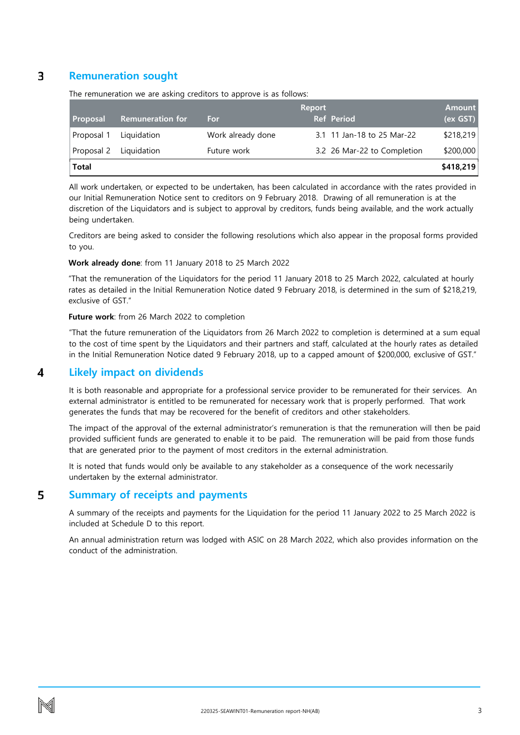## 3 Remuneration sought

The remuneration we are asking creditors to approve is as follows:

| Proposal | Remuneration for | For | Report Ref | Period | Amount (ex GST) |
|---|---|---|---|---|---|
| Proposal 1 | Liquidation | Work already done | 3.1 | 11 Jan-18 to 25 Mar-22 | $218,219 |
| Proposal 2 | Liquidation | Future work | 3.2 | 26 Mar-22 to Completion | $200,000 |
| **Total** | | | | | **$418,219** |

All work undertaken, or expected to be undertaken, has been calculated in accordance with the rates provided in our Initial Remuneration Notice sent to creditors on 9 February 2018. Drawing of all remuneration is at the discretion of the Liquidators and is subject to approval by creditors, funds being available, and the work actually being undertaken.

Creditors are being asked to consider the following resolutions which also appear in the proposal forms provided to you.

**Work already done**: from 11 January 2018 to 25 March 2022

"That the remuneration of the Liquidators for the period 11 January 2018 to 25 March 2022, calculated at hourly rates as detailed in the Initial Remuneration Notice dated 9 February 2018, is determined in the sum of $218,219, exclusive of GST."

**Future work**: from 26 March 2022 to completion

"That the future remuneration of the Liquidators from 26 March 2022 to completion is determined at a sum equal to the cost of time spent by the Liquidators and their partners and staff, calculated at the hourly rates as detailed in the Initial Remuneration Notice dated 9 February 2018, up to a capped amount of $200,000, exclusive of GST."

## 4 Likely impact on dividends

It is both reasonable and appropriate for a professional service provider to be remunerated for their services. An external administrator is entitled to be remunerated for necessary work that is properly performed. That work generates the funds that may be recovered for the benefit of creditors and other stakeholders.

The impact of the approval of the external administrator's remuneration is that the remuneration will then be paid provided sufficient funds are generated to enable it to be paid. The remuneration will be paid from those funds that are generated prior to the payment of most creditors in the external administration.

It is noted that funds would only be available to any stakeholder as a consequence of the work necessarily undertaken by the external administrator.

## 5 Summary of receipts and payments

A summary of the receipts and payments for the Liquidation for the period 11 January 2022 to 25 March 2022 is included at Schedule D to this report.

An annual administration return was lodged with ASIC on 28 March 2022, which also provides information on the conduct of the administration.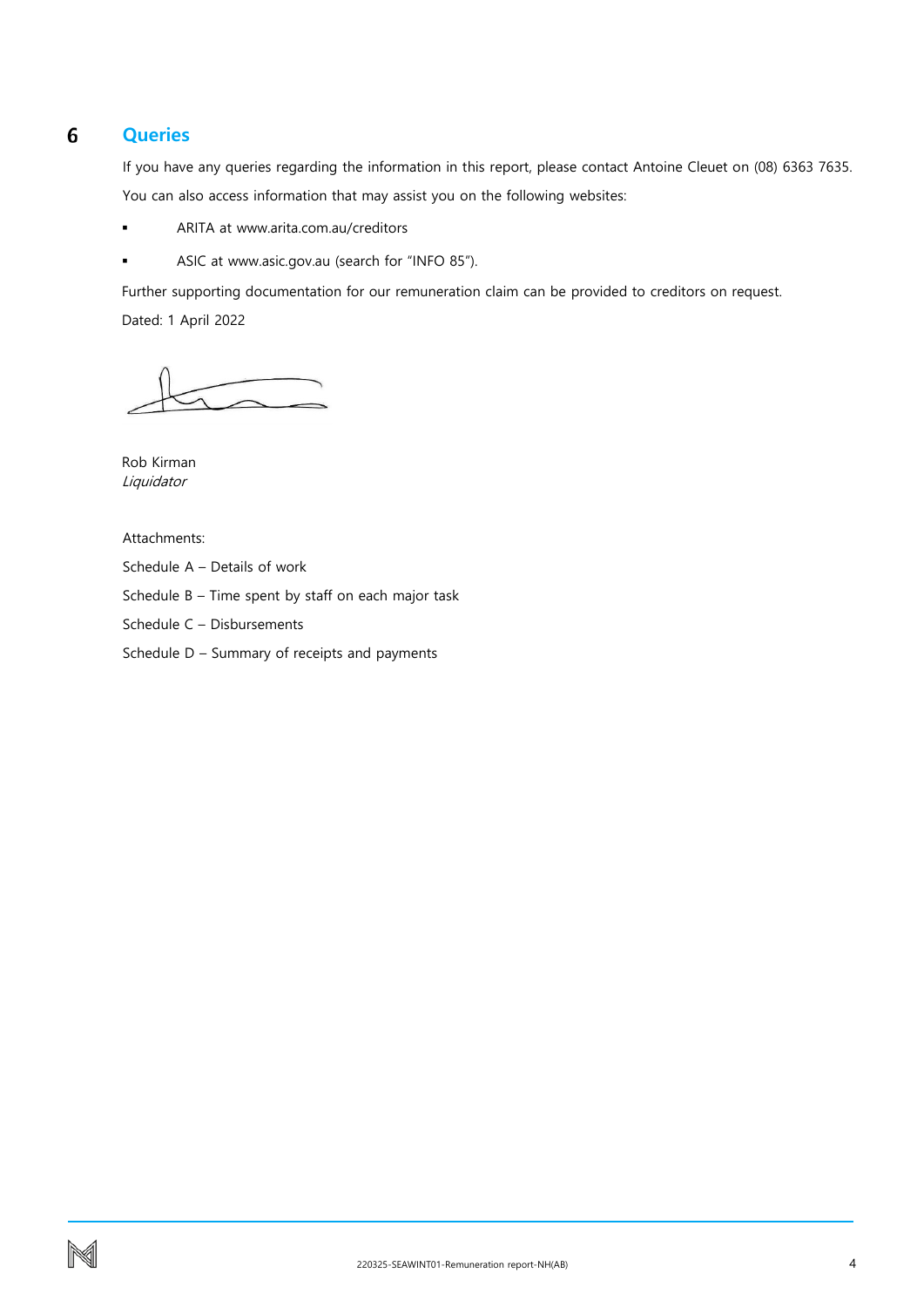## 6 Queries

If you have any queries regarding the information in this report, please contact Antoine Cleuet on (08) 6363 7635.

You can also access information that may assist you on the following websites:

- ARITA at www.arita.com.au/creditors
- ASIC at www.asic.gov.au (search for "INFO 85").

Further supporting documentation for our remuneration claim can be provided to creditors on request.

Dated: 1 April 2022

Rob Kirman
*Liquidator*

Attachments:

Schedule A – Details of work

Schedule B – Time spent by staff on each major task

Schedule C – Disbursements

Schedule D – Summary of receipts and payments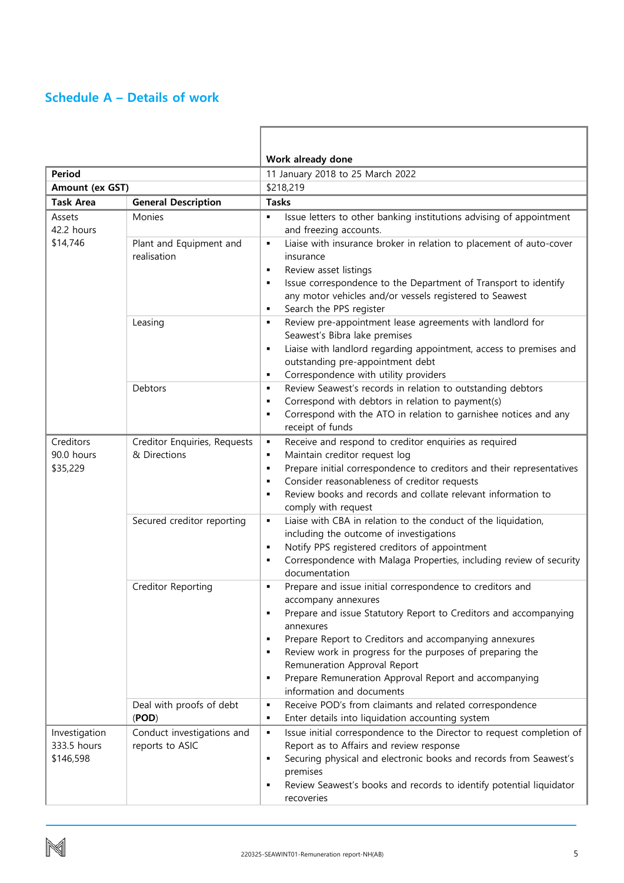## Schedule A – Details of work

| | | Work already done |
|---|---|---|
| **Period** | | 11 January 2018 to 25 March 2022 |
| **Amount (ex GST)** | | $218,219 |
| **Task Area** | **General Description** | **Tasks** |
| Assets<br>42.2 hours<br>$14,746 | Monies | ▪ Issue letters to other banking institutions advising of appointment and freezing accounts. |
| | Plant and Equipment and realisation | ▪ Liaise with insurance broker in relation to placement of auto-cover insurance<br>▪ Review asset listings<br>▪ Issue correspondence to the Department of Transport to identify any motor vehicles and/or vessels registered to Seawest<br>▪ Search the PPS register |
| | Leasing | ▪ Review pre-appointment lease agreements with landlord for Seawest's Bibra lake premises<br>▪ Liaise with landlord regarding appointment, access to premises and outstanding pre-appointment debt<br>▪ Correspondence with utility providers |
| | Debtors | ▪ Review Seawest's records in relation to outstanding debtors<br>▪ Correspond with debtors in relation to payment(s)<br>▪ Correspond with the ATO in relation to garnishee notices and any receipt of funds |
| Creditors<br>90.0 hours<br>$35,229 | Creditor Enquiries, Requests & Directions | ▪ Receive and respond to creditor enquiries as required<br>▪ Maintain creditor request log<br>▪ Prepare initial correspondence to creditors and their representatives<br>▪ Consider reasonableness of creditor requests<br>▪ Review books and records and collate relevant information to comply with request |
| | Secured creditor reporting | ▪ Liaise with CBA in relation to the conduct of the liquidation, including the outcome of investigations<br>▪ Notify PPS registered creditors of appointment<br>▪ Correspondence with Malaga Properties, including review of security documentation |
| | Creditor Reporting | ▪ Prepare and issue initial correspondence to creditors and accompany annexures<br>▪ Prepare and issue Statutory Report to Creditors and accompanying annexures<br>▪ Prepare Report to Creditors and accompanying annexures<br>▪ Review work in progress for the purposes of preparing the Remuneration Approval Report<br>▪ Prepare Remuneration Approval Report and accompanying information and documents |
| | Deal with proofs of debt (**POD**) | ▪ Receive POD's from claimants and related correspondence<br>▪ Enter details into liquidation accounting system |
| Investigation<br>333.5 hours<br>$146,598 | Conduct investigations and reports to ASIC | ▪ Issue initial correspondence to the Director to request completion of Report as to Affairs and review response<br>▪ Securing physical and electronic books and records from Seawest's premises<br>▪ Review Seawest's books and records to identify potential liquidator recoveries |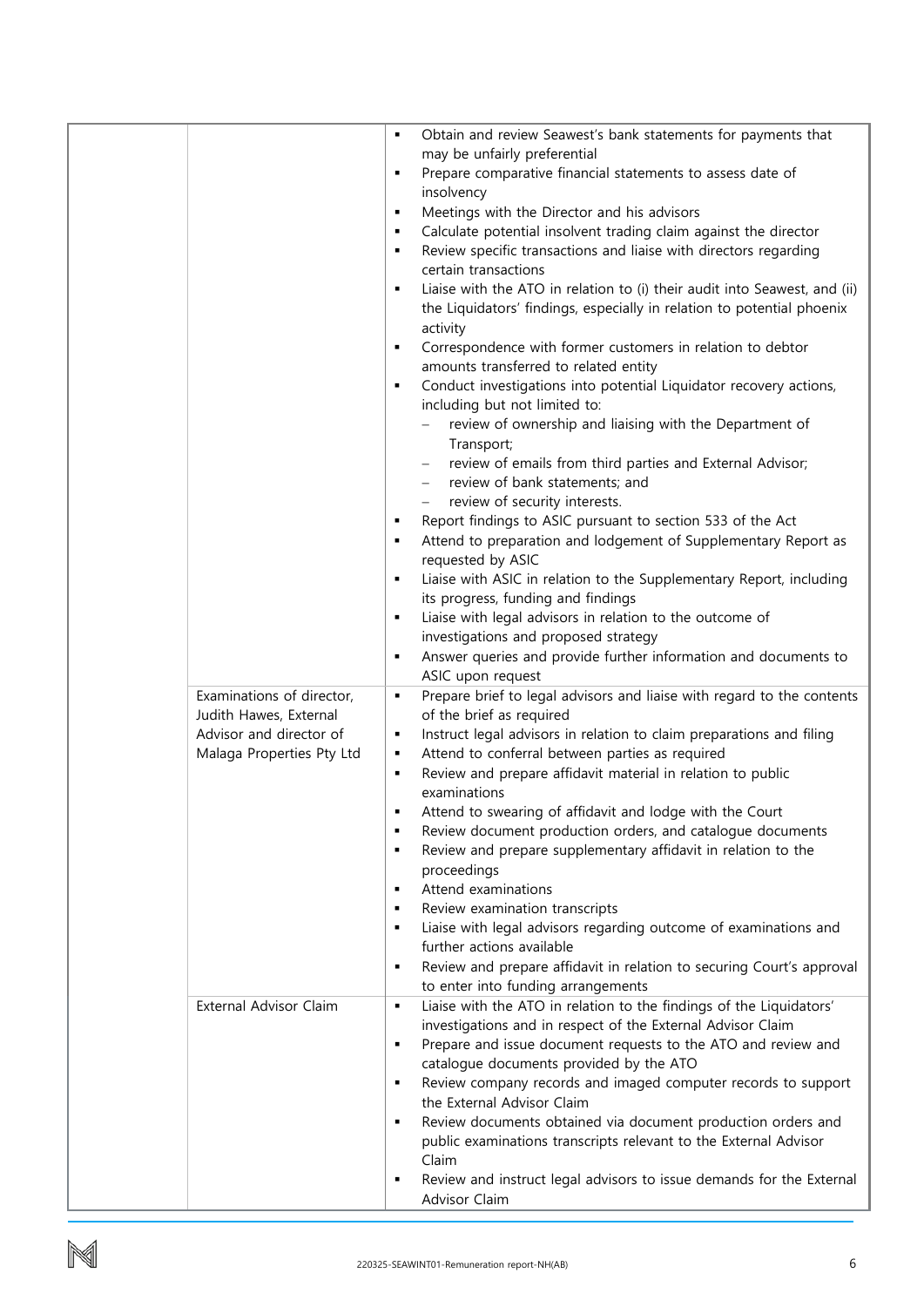| | | |
|---|---|---|
| | | ▪ Obtain and review Seawest's bank statements for payments that may be unfairly preferential<br>▪ Prepare comparative financial statements to assess date of insolvency<br>▪ Meetings with the Director and his advisors<br>▪ Calculate potential insolvent trading claim against the director<br>▪ Review specific transactions and liaise with directors regarding certain transactions<br>▪ Liaise with the ATO in relation to (i) their audit into Seawest, and (ii) the Liquidators' findings, especially in relation to potential phoenix activity<br>▪ Correspondence with former customers in relation to debtor amounts transferred to related entity<br>▪ Conduct investigations into potential Liquidator recovery actions, including but not limited to:<br>– review of ownership and liaising with the Department of Transport;<br>– review of emails from third parties and External Advisor;<br>– review of bank statements; and<br>– review of security interests.<br>▪ Report findings to ASIC pursuant to section 533 of the Act<br>▪ Attend to preparation and lodgement of Supplementary Report as requested by ASIC<br>▪ Liaise with ASIC in relation to the Supplementary Report, including its progress, funding and findings<br>▪ Liaise with legal advisors in relation to the outcome of investigations and proposed strategy<br>▪ Answer queries and provide further information and documents to ASIC upon request |
| | Examinations of director, Judith Hawes, External Advisor and director of Malaga Properties Pty Ltd | ▪ Prepare brief to legal advisors and liaise with regard to the contents of the brief as required<br>▪ Instruct legal advisors in relation to claim preparations and filing<br>▪ Attend to conferral between parties as required<br>▪ Review and prepare affidavit material in relation to public examinations<br>▪ Attend to swearing of affidavit and lodge with the Court<br>▪ Review document production orders, and catalogue documents<br>▪ Review and prepare supplementary affidavit in relation to the proceedings<br>▪ Attend examinations<br>▪ Review examination transcripts<br>▪ Liaise with legal advisors regarding outcome of examinations and further actions available<br>▪ Review and prepare affidavit in relation to securing Court's approval to enter into funding arrangements |
| | External Advisor Claim | ▪ Liaise with the ATO in relation to the findings of the Liquidators' investigations and in respect of the External Advisor Claim<br>▪ Prepare and issue document requests to the ATO and review and catalogue documents provided by the ATO<br>▪ Review company records and imaged computer records to support the External Advisor Claim<br>▪ Review documents obtained via document production orders and public examinations transcripts relevant to the External Advisor Claim<br>▪ Review and instruct legal advisors to issue demands for the External Advisor Claim |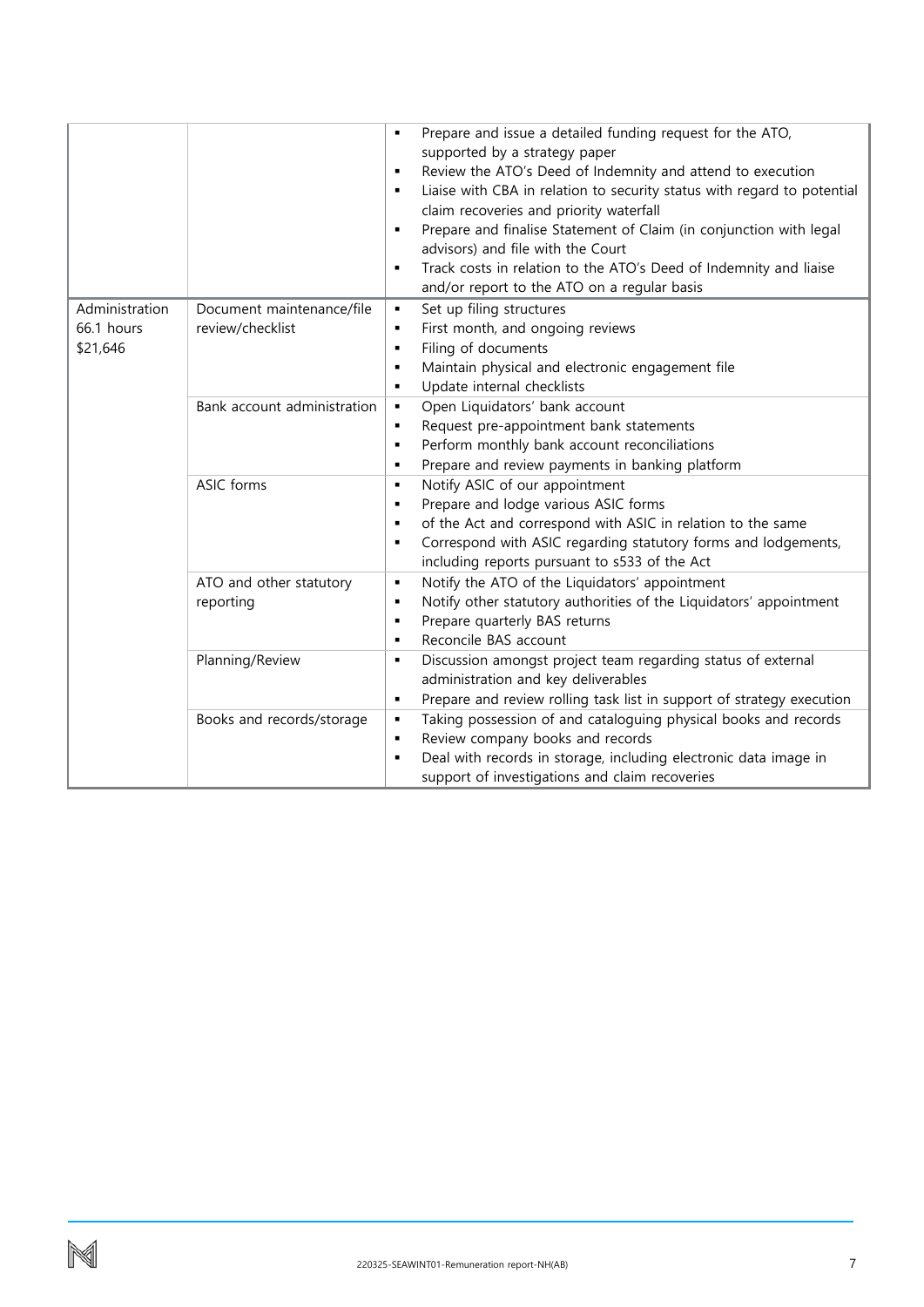| | | |
|---|---|---|
| | | ▪ Prepare and issue a detailed funding request for the ATO, supported by a strategy paper<br>▪ Review the ATO's Deed of Indemnity and attend to execution<br>▪ Liaise with CBA in relation to security status with regard to potential claim recoveries and priority waterfall<br>▪ Prepare and finalise Statement of Claim (in conjunction with legal advisors) and file with the Court<br>▪ Track costs in relation to the ATO's Deed of Indemnity and liaise and/or report to the ATO on a regular basis |
| Administration<br>66.1 hours<br>$21,646 | Document maintenance/file review/checklist | ▪ Set up filing structures<br>▪ First month, and ongoing reviews<br>▪ Filing of documents<br>▪ Maintain physical and electronic engagement file<br>▪ Update internal checklists |
| | Bank account administration | ▪ Open Liquidators' bank account<br>▪ Request pre-appointment bank statements<br>▪ Perform monthly bank account reconciliations<br>▪ Prepare and review payments in banking platform |
| | ASIC forms | ▪ Notify ASIC of our appointment<br>▪ Prepare and lodge various ASIC forms<br>▪ of the Act and correspond with ASIC in relation to the same<br>▪ Correspond with ASIC regarding statutory forms and lodgements, including reports pursuant to s533 of the Act |
| | ATO and other statutory reporting | ▪ Notify the ATO of the Liquidators' appointment<br>▪ Notify other statutory authorities of the Liquidators' appointment<br>▪ Prepare quarterly BAS returns<br>▪ Reconcile BAS account |
| | Planning/Review | ▪ Discussion amongst project team regarding status of external administration and key deliverables<br>▪ Prepare and review rolling task list in support of strategy execution |
| | Books and records/storage | ▪ Taking possession of and cataloguing physical books and records<br>▪ Review company books and records<br>▪ Deal with records in storage, including electronic data image in support of investigations and claim recoveries |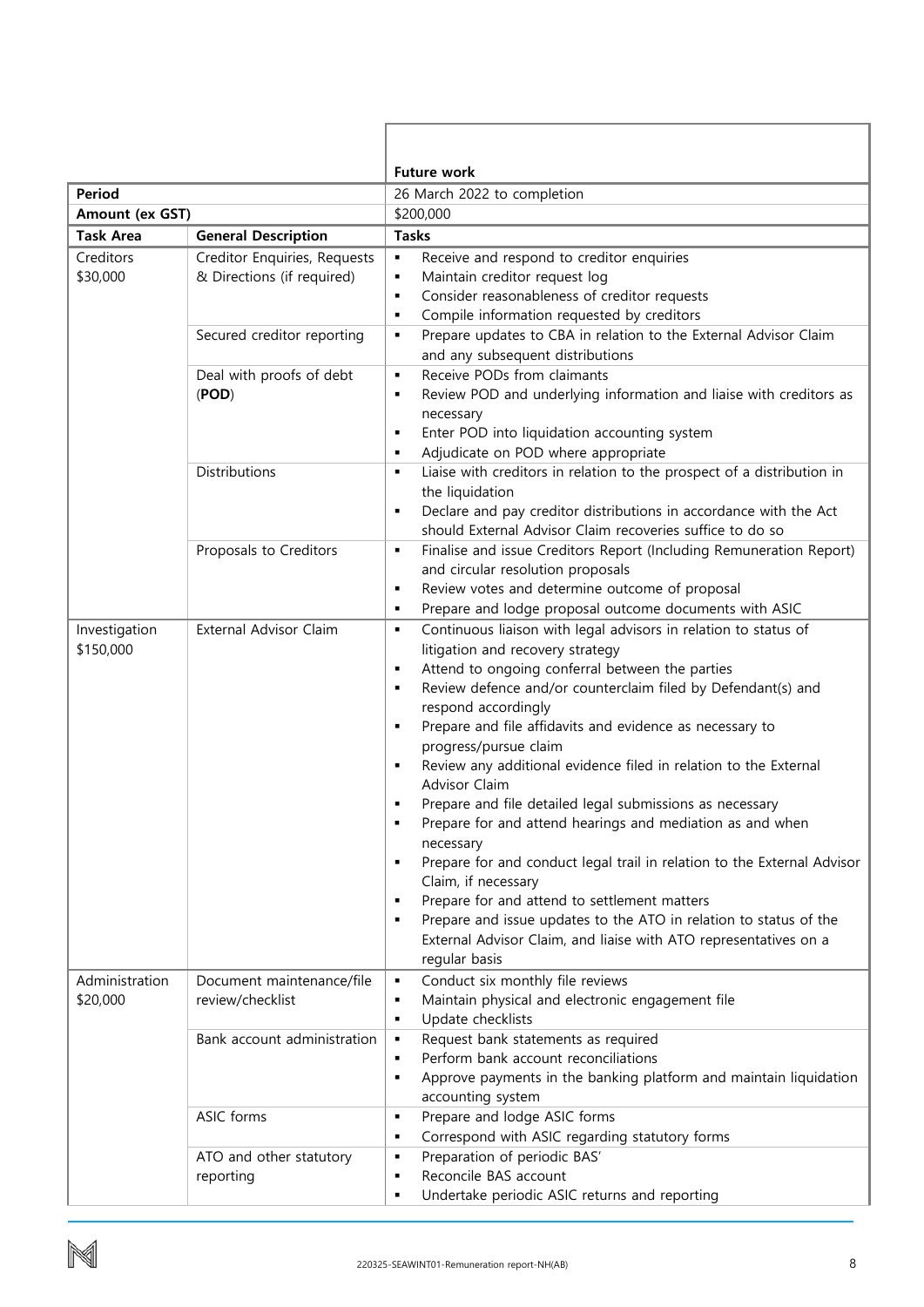| | | Future work |
|---|---|---|
| **Period** | | 26 March 2022 to completion |
| **Amount (ex GST)** | | $200,000 |
| **Task Area** | **General Description** | **Tasks** |
| Creditors<br>$30,000 | Creditor Enquiries, Requests & Directions (if required) | ▪ Receive and respond to creditor enquiries<br>▪ Maintain creditor request log<br>▪ Consider reasonableness of creditor requests<br>▪ Compile information requested by creditors |
| | Secured creditor reporting | ▪ Prepare updates to CBA in relation to the External Advisor Claim and any subsequent distributions |
| | Deal with proofs of debt (**POD**) | ▪ Receive PODs from claimants<br>▪ Review POD and underlying information and liaise with creditors as necessary<br>▪ Enter POD into liquidation accounting system<br>▪ Adjudicate on POD where appropriate |
| | Distributions | ▪ Liaise with creditors in relation to the prospect of a distribution in the liquidation<br>▪ Declare and pay creditor distributions in accordance with the Act should External Advisor Claim recoveries suffice to do so |
| | Proposals to Creditors | ▪ Finalise and issue Creditors Report (Including Remuneration Report) and circular resolution proposals<br>▪ Review votes and determine outcome of proposal<br>▪ Prepare and lodge proposal outcome documents with ASIC |
| Investigation<br>$150,000 | External Advisor Claim | ▪ Continuous liaison with legal advisors in relation to status of litigation and recovery strategy<br>▪ Attend to ongoing conferral between the parties<br>▪ Review defence and/or counterclaim filed by Defendant(s) and respond accordingly<br>▪ Prepare and file affidavits and evidence as necessary to progress/pursue claim<br>▪ Review any additional evidence filed in relation to the External Advisor Claim<br>▪ Prepare and file detailed legal submissions as necessary<br>▪ Prepare for and attend hearings and mediation as and when necessary<br>▪ Prepare for and conduct legal trail in relation to the External Advisor Claim, if necessary<br>▪ Prepare for and attend to settlement matters<br>▪ Prepare and issue updates to the ATO in relation to status of the External Advisor Claim, and liaise with ATO representatives on a regular basis |
| Administration<br>$20,000 | Document maintenance/file review/checklist | ▪ Conduct six monthly file reviews<br>▪ Maintain physical and electronic engagement file<br>▪ Update checklists |
| | Bank account administration | ▪ Request bank statements as required<br>▪ Perform bank account reconciliations<br>▪ Approve payments in the banking platform and maintain liquidation accounting system |
| | ASIC forms | ▪ Prepare and lodge ASIC forms<br>▪ Correspond with ASIC regarding statutory forms |
| | ATO and other statutory reporting | ▪ Preparation of periodic BAS'<br>▪ Reconcile BAS account<br>▪ Undertake periodic ASIC returns and reporting |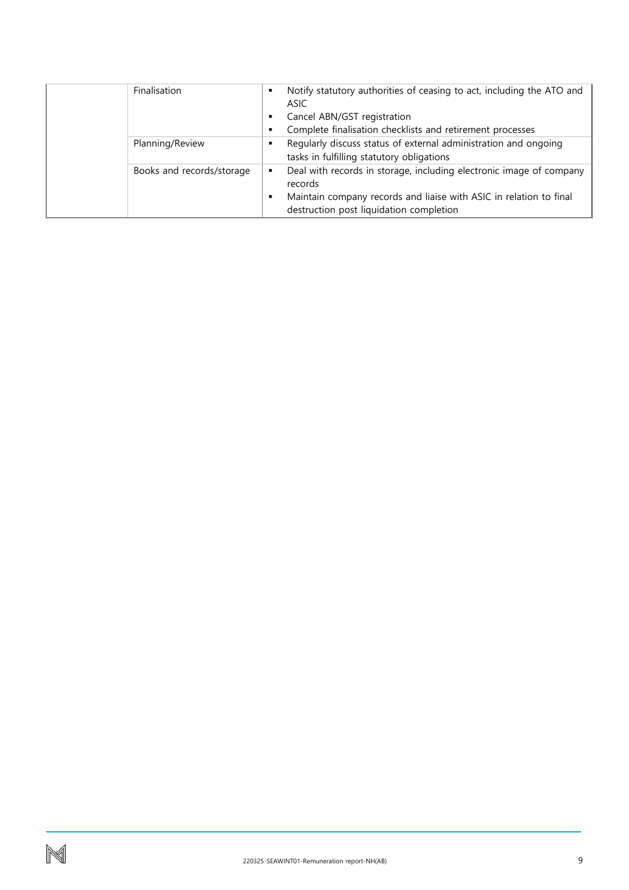| | | |
|---|---|---|
| | Finalisation | ▪ Notify statutory authorities of ceasing to act, including the ATO and ASIC<br>▪ Cancel ABN/GST registration<br>▪ Complete finalisation checklists and retirement processes |
| | Planning/Review | ▪ Regularly discuss status of external administration and ongoing tasks in fulfilling statutory obligations |
| | Books and records/storage | ▪ Deal with records in storage, including electronic image of company records<br>▪ Maintain company records and liaise with ASIC in relation to final destruction post liquidation completion |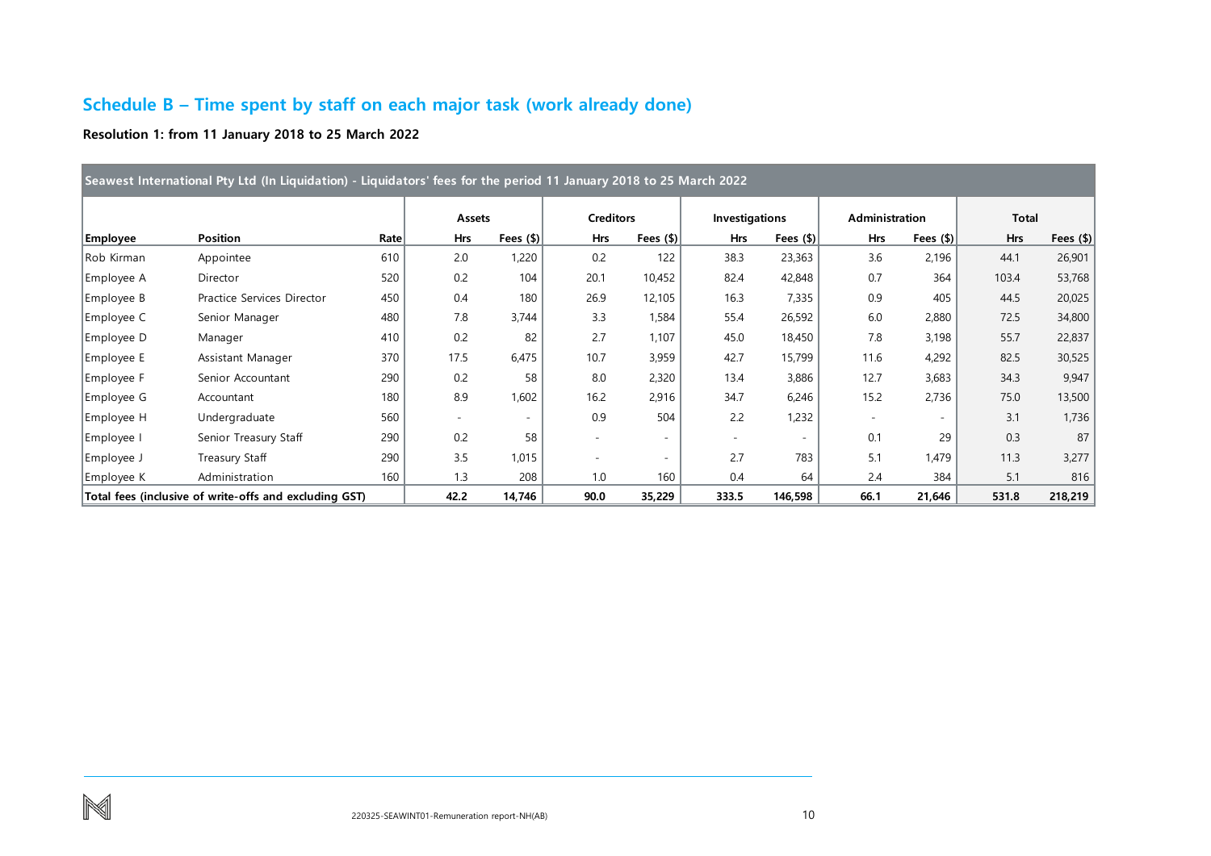## Schedule B – Time spent by staff on each major task (work already done)

**Resolution 1: from 11 January 2018 to 25 March 2022**

| Seawest International Pty Ltd (In Liquidation) - Liquidators' fees for the period 11 January 2018 to 25 March 2022 | | | | | | | | | | | | |
|---|---|---|---|---|---|---|---|---|---|---|---|---|
| | | | Assets | | Creditors | | Investigations | | Administration | | Total | |
| **Employee** | **Position** | **Rate** | **Hrs** | **Fees ($)** | **Hrs** | **Fees ($)** | **Hrs** | **Fees ($)** | **Hrs** | **Fees ($)** | **Hrs** | **Fees ($)** |
| Rob Kirman | Appointee | 610 | 2.0 | 1,220 | 0.2 | 122 | 38.3 | 23,363 | 3.6 | 2,196 | 44.1 | 26,901 |
| Employee A | Director | 520 | 0.2 | 104 | 20.1 | 10,452 | 82.4 | 42,848 | 0.7 | 364 | 103.4 | 53,768 |
| Employee B | Practice Services Director | 450 | 0.4 | 180 | 26.9 | 12,105 | 16.3 | 7,335 | 0.9 | 405 | 44.5 | 20,025 |
| Employee C | Senior Manager | 480 | 7.8 | 3,744 | 3.3 | 1,584 | 55.4 | 26,592 | 6.0 | 2,880 | 72.5 | 34,800 |
| Employee D | Manager | 410 | 0.2 | 82 | 2.7 | 1,107 | 45.0 | 18,450 | 7.8 | 3,198 | 55.7 | 22,837 |
| Employee E | Assistant Manager | 370 | 17.5 | 6,475 | 10.7 | 3,959 | 42.7 | 15,799 | 11.6 | 4,292 | 82.5 | 30,525 |
| Employee F | Senior Accountant | 290 | 0.2 | 58 | 8.0 | 2,320 | 13.4 | 3,886 | 12.7 | 3,683 | 34.3 | 9,947 |
| Employee G | Accountant | 180 | 8.9 | 1,602 | 16.2 | 2,916 | 34.7 | 6,246 | 15.2 | 2,736 | 75.0 | 13,500 |
| Employee H | Undergraduate | 560 | - | - | 0.9 | 504 | 2.2 | 1,232 | - | - | 3.1 | 1,736 |
| Employee I | Senior Treasury Staff | 290 | 0.2 | 58 | - | - | - | - | 0.1 | 29 | 0.3 | 87 |
| Employee J | Treasury Staff | 290 | 3.5 | 1,015 | - | - | 2.7 | 783 | 5.1 | 1,479 | 11.3 | 3,277 |
| Employee K | Administration | 160 | 1.3 | 208 | 1.0 | 160 | 0.4 | 64 | 2.4 | 384 | 5.1 | 816 |
| **Total fees (inclusive of write-offs and excluding GST)** | | | **42.2** | **14,746** | **90.0** | **35,229** | **333.5** | **146,598** | **66.1** | **21,646** | **531.8** | **218,219** |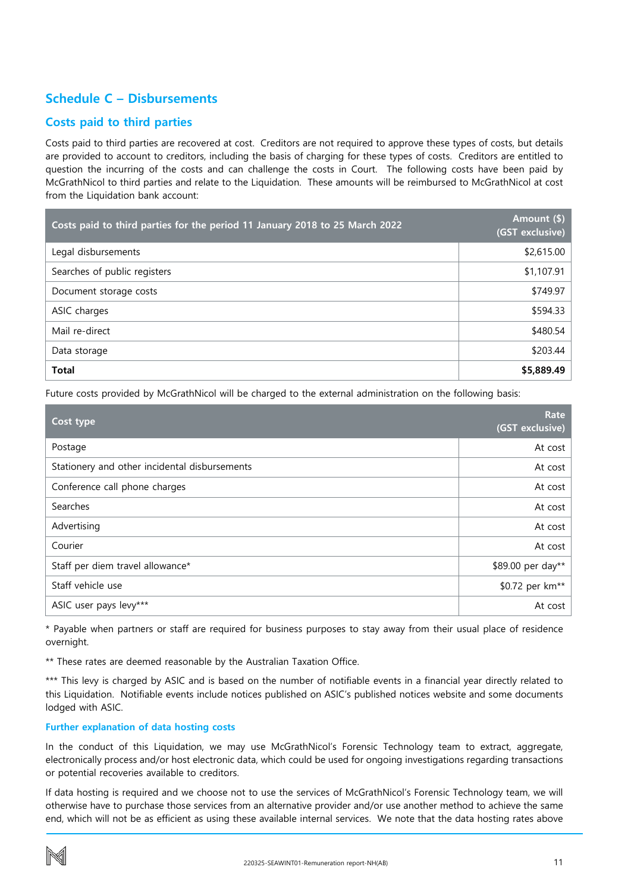## Schedule C – Disbursements

### Costs paid to third parties

Costs paid to third parties are recovered at cost. Creditors are not required to approve these types of costs, but details are provided to account to creditors, including the basis of charging for these types of costs. Creditors are entitled to question the incurring of the costs and can challenge the costs in Court. The following costs have been paid by McGrathNicol to third parties and relate to the Liquidation. These amounts will be reimbursed to McGrathNicol at cost from the Liquidation bank account:

| Costs paid to third parties for the period 11 January 2018 to 25 March 2022 | Amount ($) (GST exclusive) |
|---|---|
| Legal disbursements | $2,615.00 |
| Searches of public registers | $1,107.91 |
| Document storage costs | $749.97 |
| ASIC charges | $594.33 |
| Mail re-direct | $480.54 |
| Data storage | $203.44 |
| **Total** | **$5,889.49** |

Future costs provided by McGrathNicol will be charged to the external administration on the following basis:

| Cost type | Rate (GST exclusive) |
|---|---|
| Postage | At cost |
| Stationery and other incidental disbursements | At cost |
| Conference call phone charges | At cost |
| Searches | At cost |
| Advertising | At cost |
| Courier | At cost |
| Staff per diem travel allowance* | $89.00 per day** |
| Staff vehicle use | $0.72 per km** |
| ASIC user pays levy*** | At cost |

* Payable when partners or staff are required for business purposes to stay away from their usual place of residence overnight.

** These rates are deemed reasonable by the Australian Taxation Office.

*** This levy is charged by ASIC and is based on the number of notifiable events in a financial year directly related to this Liquidation. Notifiable events include notices published on ASIC's published notices website and some documents lodged with ASIC.

#### Further explanation of data hosting costs

In the conduct of this Liquidation, we may use McGrathNicol's Forensic Technology team to extract, aggregate, electronically process and/or host electronic data, which could be used for ongoing investigations regarding transactions or potential recoveries available to creditors.

If data hosting is required and we choose not to use the services of McGrathNicol's Forensic Technology team, we will otherwise have to purchase those services from an alternative provider and/or use another method to achieve the same end, which will not be as efficient as using these available internal services. We note that the data hosting rates above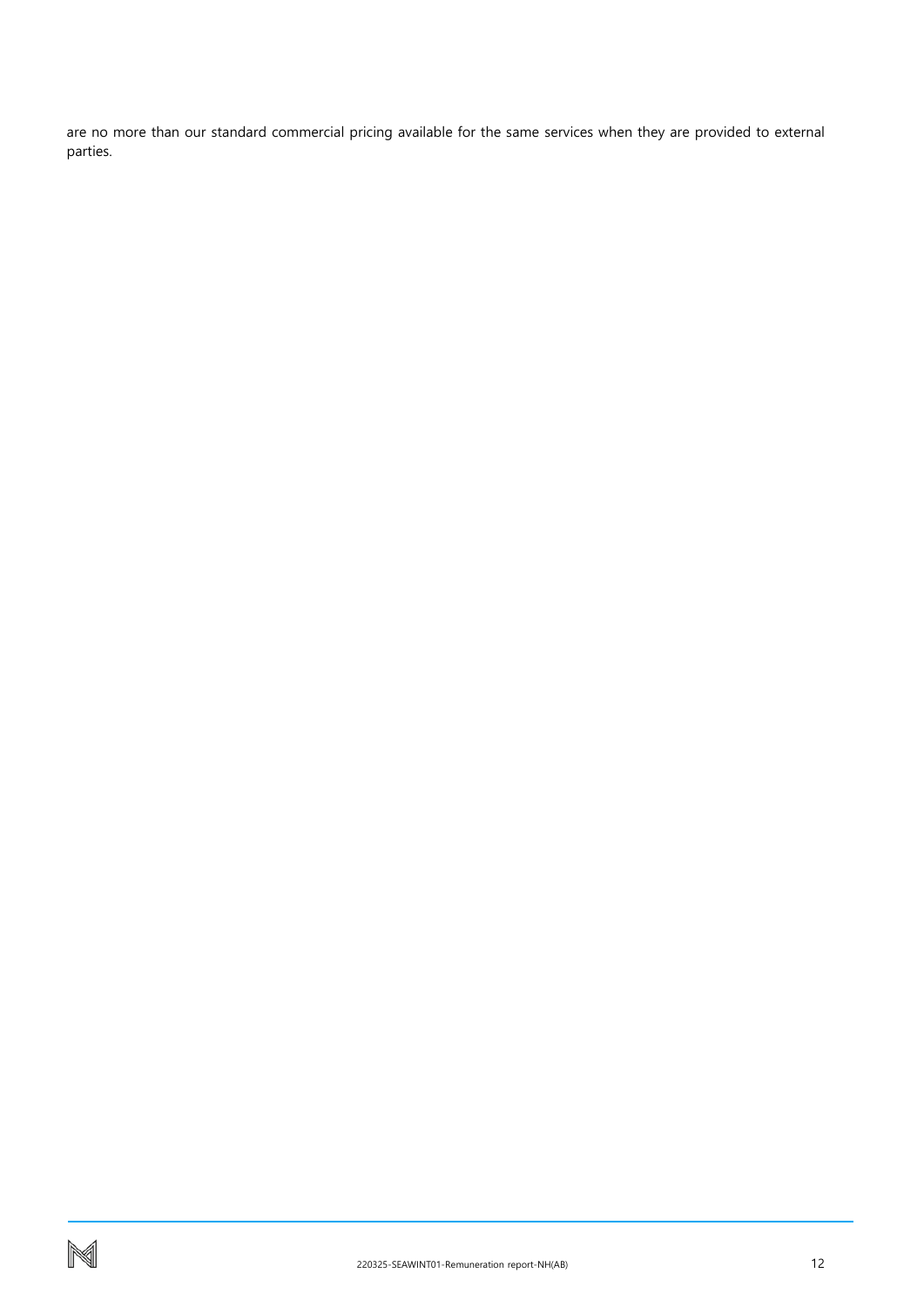are no more than our standard commercial pricing available for the same services when they are provided to external parties.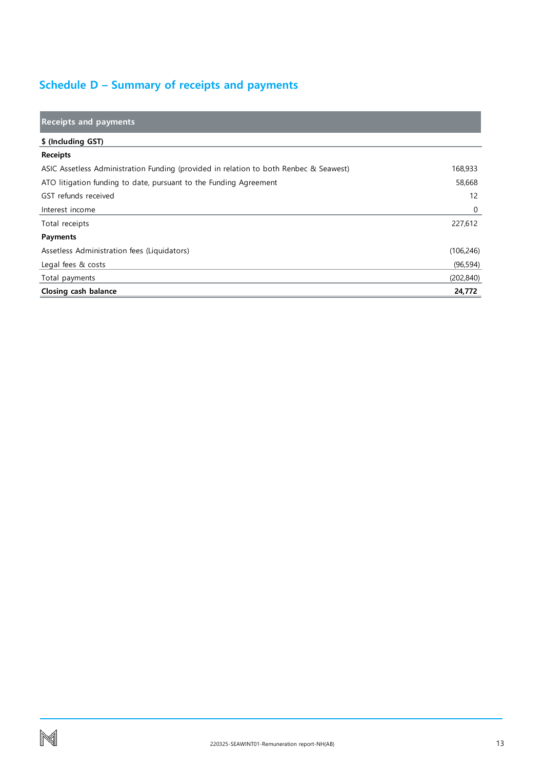## Schedule D – Summary of receipts and payments

| Receipts and payments | |
|---|---|
| **$ (Including GST)** | |
| **Receipts** | |
| ASIC Assetless Administration Funding (provided in relation to both Renbec & Seawest) | 168,933 |
| ATO litigation funding to date, pursuant to the Funding Agreement | 58,668 |
| GST refunds received | 12 |
| Interest income | 0 |
| Total receipts | 227,612 |
| **Payments** | |
| Assetless Administration fees (Liquidators) | (106,246) |
| Legal fees & costs | (96,594) |
| Total payments | (202,840) |
| **Closing cash balance** | **24,772** |